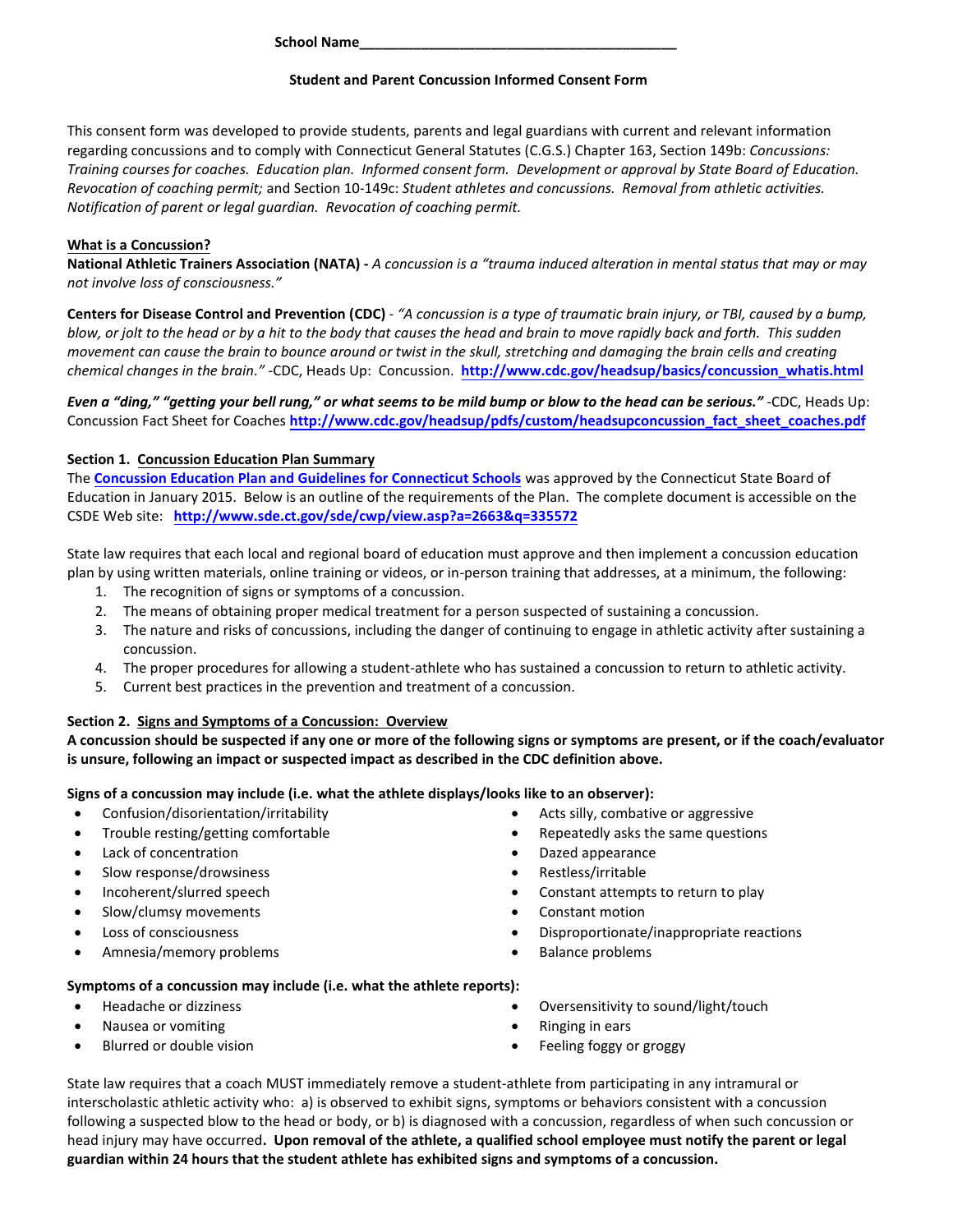**School Name\_\_\_\_\_\_\_\_\_\_\_\_\_\_\_\_\_\_\_\_\_\_\_\_\_\_\_\_\_\_\_\_\_\_\_\_\_\_\_\_\_\_**

# Student and Parent Concussion Informed Consent Form

This consent form was developed to provide students, parents and legal guardians with current and relevant information regarding concussions and to comply with Connecticut General Statutes (C.G.S.) Chapter 163, Section 149b: *Concussions: Training courses for coaches. Education plan. Informed consent form. Development or approval by State Board of Education. Revocation of coaching permit;* and Section 10-149c: *Student athletes and concussions. Removal from athletic activities. Notification of parent or legal guardian. Revocation of coaching permit.*

## What is a Concussion?

**National Athletic Trainers Association (NATA) -** *A concussion is a "trauma induced alteration in mental status that may or may not involve loss of consciousness."*

**Centers for Disease Control and Prevention (CDC)** - *"A concussion is a type of traumatic brain injury, or TBI, caused by a bump, blow, or jolt to the head or by a hit to the body that causes the head and brain to move rapidly back and forth. This sudden movement can cause the brain to bounce around or twist in the skull, stretching and damaging the brain cells and creating chemical changes in the brain."* -CDC, Heads Up: Concussion. **http://www.cdc.gov/headsup/basics/concussion_whatis.html**

***Even a "ding," "getting your bell rung," or what seems to be mild bump or blow to the head can be serious."*** -CDC, Heads Up: Concussion Fact Sheet for Coaches **http://www.cdc.gov/headsup/pdfs/custom/headsupconcussion_fact_sheet_coaches.pdf**

## Section 1. Concussion Education Plan Summary

The **Concussion Education Plan and Guidelines for Connecticut Schools** was approved by the Connecticut State Board of Education in January 2015. Below is an outline of the requirements of the Plan. The complete document is accessible on the CSDE Web site: **http://www.sde.ct.gov/sde/cwp/view.asp?a=2663&q=335572**

State law requires that each local and regional board of education must approve and then implement a concussion education plan by using written materials, online training or videos, or in-person training that addresses, at a minimum, the following:

1. The recognition of signs or symptoms of a concussion.
2. The means of obtaining proper medical treatment for a person suspected of sustaining a concussion.
3. The nature and risks of concussions, including the danger of continuing to engage in athletic activity after sustaining a concussion.
4. The proper procedures for allowing a student-athlete who has sustained a concussion to return to athletic activity.
5. Current best practices in the prevention and treatment of a concussion.

## Section 2. Signs and Symptoms of a Concussion: Overview

**A concussion should be suspected if any one or more of the following signs or symptoms are present, or if the coach/evaluator is unsure, following an impact or suspected impact as described in the CDC definition above.**

**Signs of a concussion may include (i.e. what the athlete displays/looks like to an observer):**

- Confusion/disorientation/irritability
- Trouble resting/getting comfortable
- Lack of concentration
- Slow response/drowsiness
- Incoherent/slurred speech
- Slow/clumsy movements
- Loss of consciousness
- Amnesia/memory problems
- Acts silly, combative or aggressive
- Repeatedly asks the same questions
- Dazed appearance
- Restless/irritable
- Constant attempts to return to play
- Constant motion
- Disproportionate/inappropriate reactions
- Balance problems

**Symptoms of a concussion may include (i.e. what the athlete reports):**

- Headache or dizziness
- Nausea or vomiting
- Blurred or double vision
- Oversensitivity to sound/light/touch
- Ringing in ears
- Feeling foggy or groggy

State law requires that a coach MUST immediately remove a student-athlete from participating in any intramural or interscholastic athletic activity who: a) is observed to exhibit signs, symptoms or behaviors consistent with a concussion following a suspected blow to the head or body, or b) is diagnosed with a concussion, regardless of when such concussion or head injury may have occurred**. Upon removal of the athlete, a qualified school employee must notify the parent or legal guardian within 24 hours that the student athlete has exhibited signs and symptoms of a concussion.**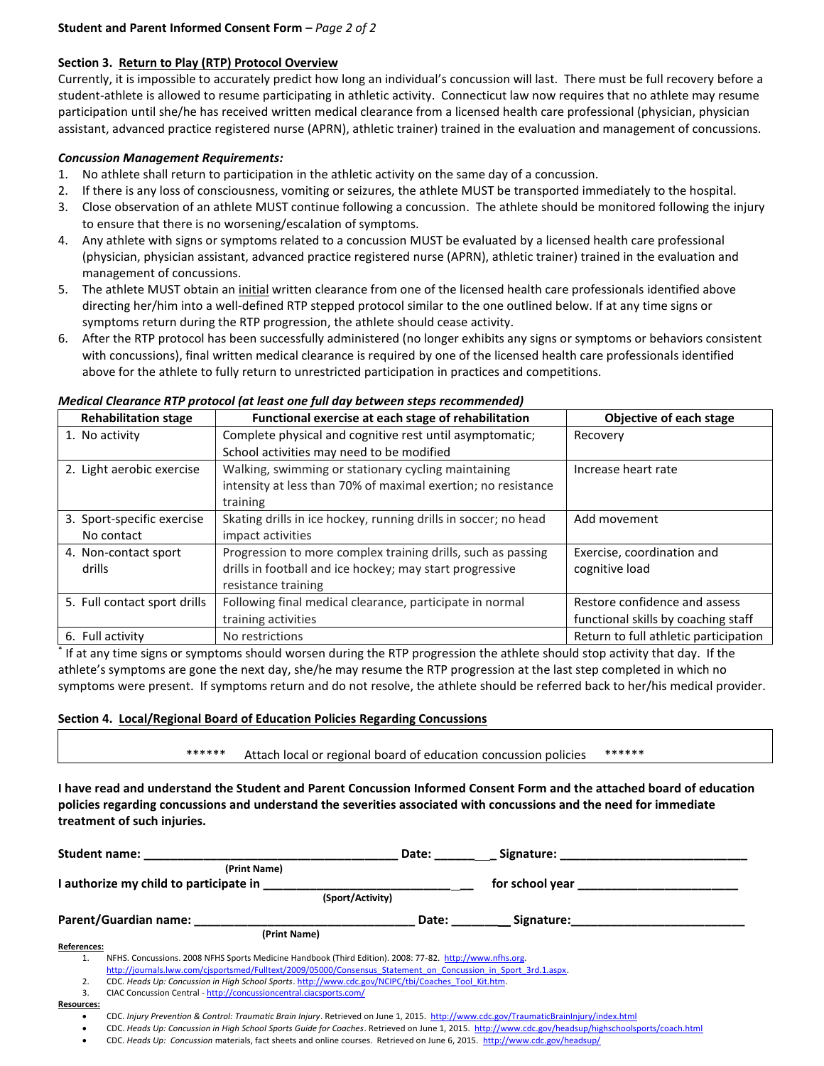## Section 3. Return to Play (RTP) Protocol Overview

Currently, it is impossible to accurately predict how long an individual's concussion will last. There must be full recovery before a student-athlete is allowed to resume participating in athletic activity. Connecticut law now requires that no athlete may resume participation until she/he has received written medical clearance from a licensed health care professional (physician, physician assistant, advanced practice registered nurse (APRN), athletic trainer) trained in the evaluation and management of concussions.

***Concussion Management Requirements:***

1. No athlete shall return to participation in the athletic activity on the same day of a concussion.
2. If there is any loss of consciousness, vomiting or seizures, the athlete MUST be transported immediately to the hospital.
3. Close observation of an athlete MUST continue following a concussion. The athlete should be monitored following the injury to ensure that there is no worsening/escalation of symptoms.
4. Any athlete with signs or symptoms related to a concussion MUST be evaluated by a licensed health care professional (physician, physician assistant, advanced practice registered nurse (APRN), athletic trainer) trained in the evaluation and management of concussions.
5. The athlete MUST obtain an initial written clearance from one of the licensed health care professionals identified above directing her/him into a well-defined RTP stepped protocol similar to the one outlined below. If at any time signs or symptoms return during the RTP progression, the athlete should cease activity.
6. After the RTP protocol has been successfully administered (no longer exhibits any signs or symptoms or behaviors consistent with concussions), final written medical clearance is required by one of the licensed health care professionals identified above for the athlete to fully return to unrestricted participation in practices and competitions.

***Medical Clearance RTP protocol (at least one full day between steps recommended)***

| Rehabilitation stage | Functional exercise at each stage of rehabilitation | Objective of each stage |
|---|---|---|
| 1. No activity | Complete physical and cognitive rest until asymptomatic; School activities may need to be modified | Recovery |
| 2. Light aerobic exercise | Walking, swimming or stationary cycling maintaining intensity at less than 70% of maximal exertion; no resistance training | Increase heart rate |
| 3. Sport-specific exercise No contact | Skating drills in ice hockey, running drills in soccer; no head impact activities | Add movement |
| 4. Non-contact sport drills | Progression to more complex training drills, such as passing drills in football and ice hockey; may start progressive resistance training | Exercise, coordination and cognitive load |
| 5. Full contact sport drills | Following final medical clearance, participate in normal training activities | Restore confidence and assess functional skills by coaching staff |
| 6. Full activity | No restrictions | Return to full athletic participation |

* If at any time signs or symptoms should worsen during the RTP progression the athlete should stop activity that day. If the athlete's symptoms are gone the next day, she/he may resume the RTP progression at the last step completed in which no symptoms were present. If symptoms return and do not resolve, the athlete should be referred back to her/his medical provider.

## Section 4. Local/Regional Board of Education Policies Regarding Concussions

****** Attach local or regional board of education concussion policies ******

**I have read and understand the Student and Parent Concussion Informed Consent Form and the attached board of education policies regarding concussions and understand the severities associated with concussions and the need for immediate treatment of such injuries.**

**Student name:** ______________________________________ **Date:** _________ **Signature:** ____________________________
(Print Name)

**I authorize my child to participate in** ______________________________ **for school year** ________________________
(Sport/Activity)

**Parent/Guardian name:** ________________________________ **Date:** _________ **Signature:** __________________________
(Print Name)

**References:**

1. NFHS. Concussions. 2008 NFHS Sports Medicine Handbook (Third Edition). 2008: 77-82. http://www.nfhs.org. http://journals.lww.com/cjsportsmed/Fulltext/2009/05000/Consensus_Statement_on_Concussion_in_Sport_3rd.1.aspx.
2. CDC. *Heads Up: Concussion in High School Sports*. http://www.cdc.gov/NCIPC/tbi/Coaches_Tool_Kit.htm.
3. CIAC Concussion Central - http://concussioncentral.ciacsports.com/

**Resources:**

- CDC. *Injury Prevention & Control: Traumatic Brain Injury*. Retrieved on June 1, 2015. http://www.cdc.gov/TraumaticBrainInjury/index.html
- CDC. *Heads Up: Concussion in High School Sports Guide for Coaches*. Retrieved on June 1, 2015. http://www.cdc.gov/headsup/highschoolsports/coach.html
- CDC. *Heads Up: Concussion* materials, fact sheets and online courses. Retrieved on June 6, 2015. http://www.cdc.gov/headsup/